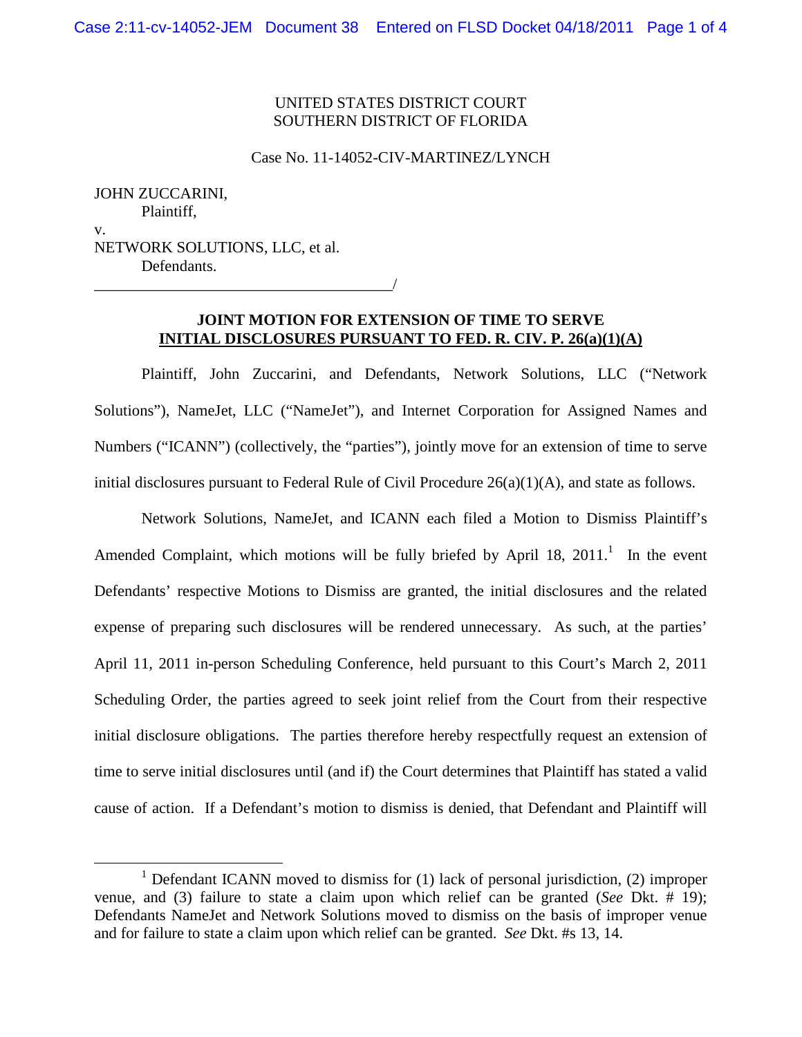UNITED STATES DISTRICT COURT
SOUTHERN DISTRICT OF FLORIDA

Case No. 11-14052-CIV-MARTINEZ/LYNCH

JOHN ZUCCARINI,
Plaintiff,

v.

NETWORK SOLUTIONS, LLC, et al.
Defendants.

_______________________________________/

**JOINT MOTION FOR EXTENSION OF TIME TO SERVE**
**INITIAL DISCLOSURES PURSUANT TO FED. R. CIV. P. 26(a)(1)(A)**

Plaintiff, John Zuccarini, and Defendants, Network Solutions, LLC ("Network Solutions"), NameJet, LLC ("NameJet"), and Internet Corporation for Assigned Names and Numbers ("ICANN") (collectively, the "parties"), jointly move for an extension of time to serve initial disclosures pursuant to Federal Rule of Civil Procedure 26(a)(1)(A), and state as follows.

Network Solutions, NameJet, and ICANN each filed a Motion to Dismiss Plaintiff's Amended Complaint, which motions will be fully briefed by April 18, 2011.[1] In the event Defendants' respective Motions to Dismiss are granted, the initial disclosures and the related expense of preparing such disclosures will be rendered unnecessary. As such, at the parties' April 11, 2011 in-person Scheduling Conference, held pursuant to this Court's March 2, 2011 Scheduling Order, the parties agreed to seek joint relief from the Court from their respective initial disclosure obligations. The parties therefore hereby respectfully request an extension of time to serve initial disclosures until (and if) the Court determines that Plaintiff has stated a valid cause of action. If a Defendant's motion to dismiss is denied, that Defendant and Plaintiff will

[1] Defendant ICANN moved to dismiss for (1) lack of personal jurisdiction, (2) improper venue, and (3) failure to state a claim upon which relief can be granted (*See* Dkt. # 19); Defendants NameJet and Network Solutions moved to dismiss on the basis of improper venue and for failure to state a claim upon which relief can be granted. *See* Dkt. #s 13, 14.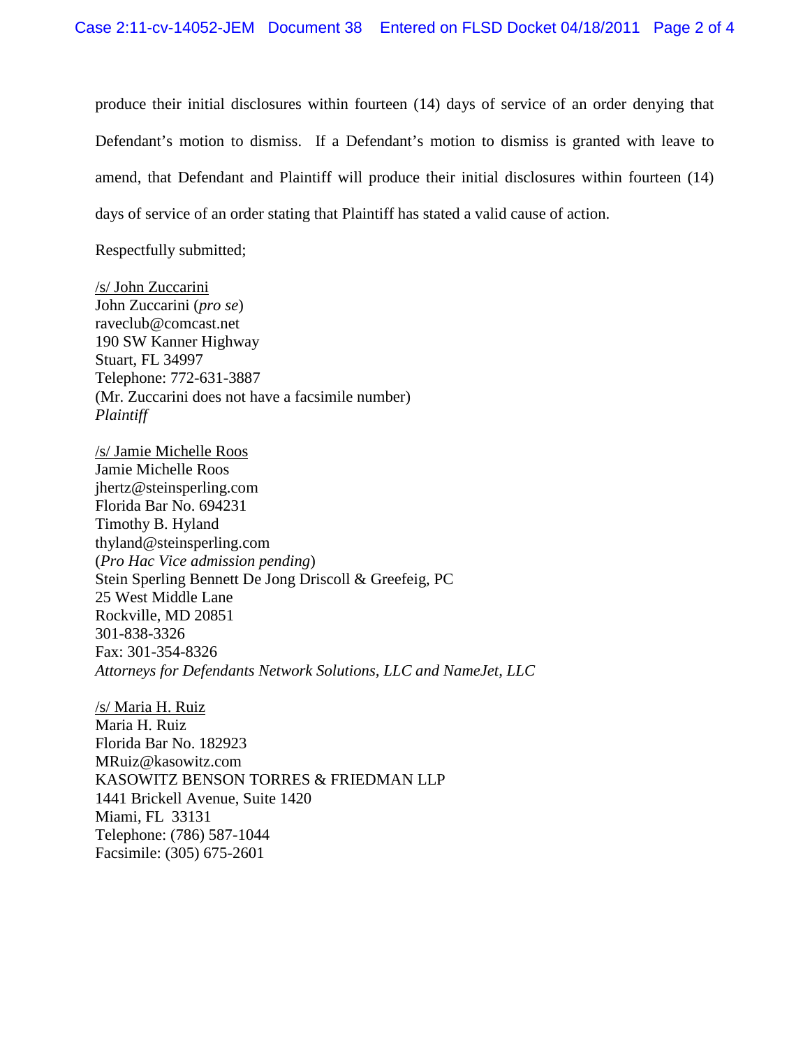produce their initial disclosures within fourteen (14) days of service of an order denying that Defendant's motion to dismiss. If a Defendant's motion to dismiss is granted with leave to amend, that Defendant and Plaintiff will produce their initial disclosures within fourteen (14) days of service of an order stating that Plaintiff has stated a valid cause of action.

Respectfully submitted;

/s/ John Zuccarini
John Zuccarini (*pro se*)
raveclub@comcast.net
190 SW Kanner Highway
Stuart, FL 34997
Telephone: 772-631-3887
(Mr. Zuccarini does not have a facsimile number)
*Plaintiff*

/s/ Jamie Michelle Roos
Jamie Michelle Roos
jhertz@steinsperling.com
Florida Bar No. 694231
Timothy B. Hyland
thyland@steinsperling.com
(*Pro Hac Vice admission pending*)
Stein Sperling Bennett De Jong Driscoll & Greefeig, PC
25 West Middle Lane
Rockville, MD 20851
301-838-3326
Fax: 301-354-8326
*Attorneys for Defendants Network Solutions, LLC and NameJet, LLC*

/s/ Maria H. Ruiz
Maria H. Ruiz
Florida Bar No. 182923
MRuiz@kasowitz.com
KASOWITZ BENSON TORRES & FRIEDMAN LLP
1441 Brickell Avenue, Suite 1420
Miami, FL 33131
Telephone: (786) 587-1044
Facsimile: (305) 675-2601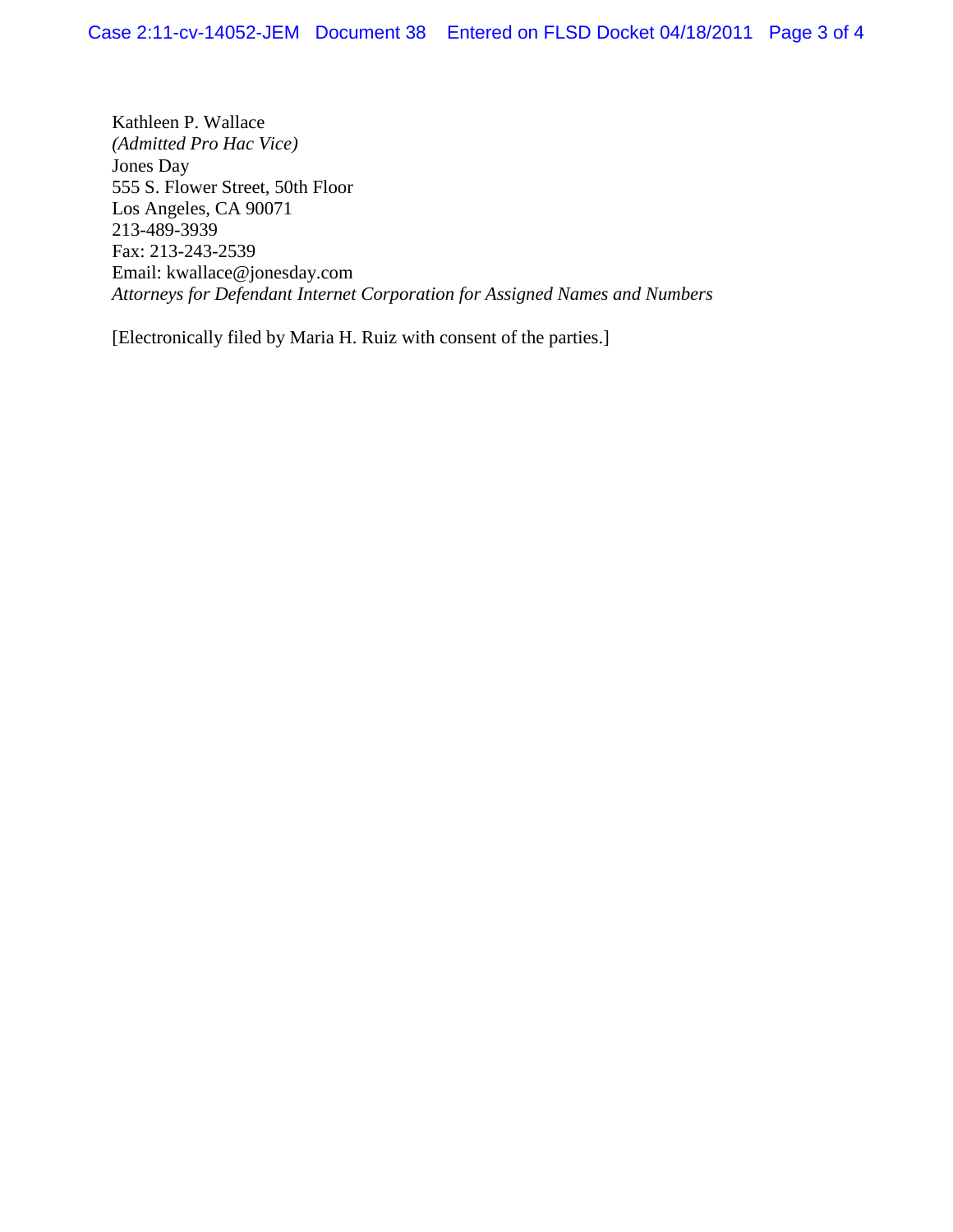Kathleen P. Wallace
*(Admitted Pro Hac Vice)*
Jones Day
555 S. Flower Street, 50th Floor
Los Angeles, CA 90071
213-489-3939
Fax: 213-243-2539
Email: kwallace@jonesday.com
*Attorneys for Defendant Internet Corporation for Assigned Names and Numbers*

[Electronically filed by Maria H. Ruiz with consent of the parties.]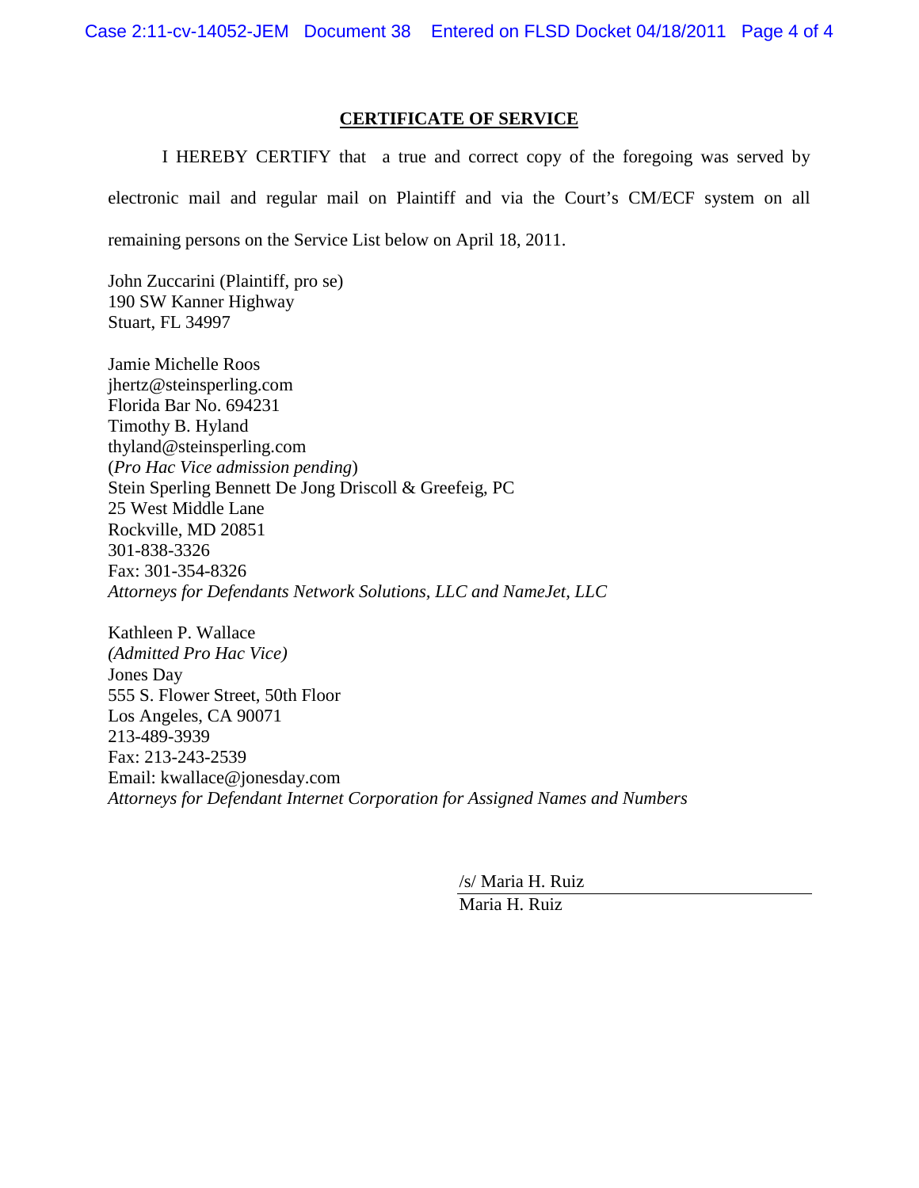## CERTIFICATE OF SERVICE

I HEREBY CERTIFY that a true and correct copy of the foregoing was served by electronic mail and regular mail on Plaintiff and via the Court's CM/ECF system on all remaining persons on the Service List below on April 18, 2011.

John Zuccarini (Plaintiff, pro se)
190 SW Kanner Highway
Stuart, FL 34997

Jamie Michelle Roos
jhertz@steinsperling.com
Florida Bar No. 694231
Timothy B. Hyland
thyland@steinsperling.com
(*Pro Hac Vice admission pending*)
Stein Sperling Bennett De Jong Driscoll & Greefeig, PC
25 West Middle Lane
Rockville, MD 20851
301-838-3326
Fax: 301-354-8326
*Attorneys for Defendants Network Solutions, LLC and NameJet, LLC*

Kathleen P. Wallace
*(Admitted Pro Hac Vice)*
Jones Day
555 S. Flower Street, 50th Floor
Los Angeles, CA 90071
213-489-3939
Fax: 213-243-2539
Email: kwallace@jonesday.com
*Attorneys for Defendant Internet Corporation for Assigned Names and Numbers*

/s/ Maria H. Ruiz
Maria H. Ruiz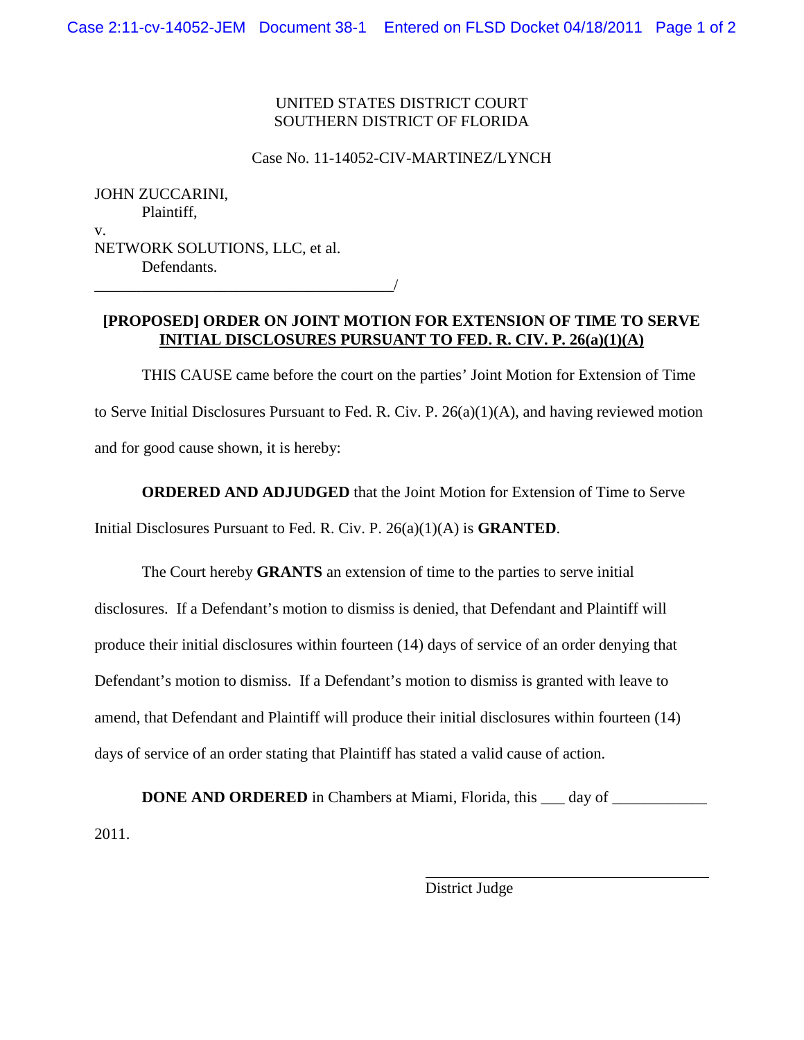UNITED STATES DISTRICT COURT
SOUTHERN DISTRICT OF FLORIDA

Case No. 11-14052-CIV-MARTINEZ/LYNCH

JOHN ZUCCARINI,
Plaintiff,

v.

NETWORK SOLUTIONS, LLC, et al.
Defendants.

_______________________________________/

**[PROPOSED] ORDER ON JOINT MOTION FOR EXTENSION OF TIME TO SERVE INITIAL DISCLOSURES PURSUANT TO FED. R. CIV. P. 26(a)(1)(A)**

THIS CAUSE came before the court on the parties' Joint Motion for Extension of Time to Serve Initial Disclosures Pursuant to Fed. R. Civ. P. 26(a)(1)(A), and having reviewed motion and for good cause shown, it is hereby:

**ORDERED AND ADJUDGED** that the Joint Motion for Extension of Time to Serve Initial Disclosures Pursuant to Fed. R. Civ. P. 26(a)(1)(A) is **GRANTED**.

The Court hereby **GRANTS** an extension of time to the parties to serve initial disclosures. If a Defendant's motion to dismiss is denied, that Defendant and Plaintiff will produce their initial disclosures within fourteen (14) days of service of an order denying that Defendant's motion to dismiss. If a Defendant's motion to dismiss is granted with leave to amend, that Defendant and Plaintiff will produce their initial disclosures within fourteen (14) days of service of an order stating that Plaintiff has stated a valid cause of action.

**DONE AND ORDERED** in Chambers at Miami, Florida, this ___ day of ___________ 2011.

_______________________________________
District Judge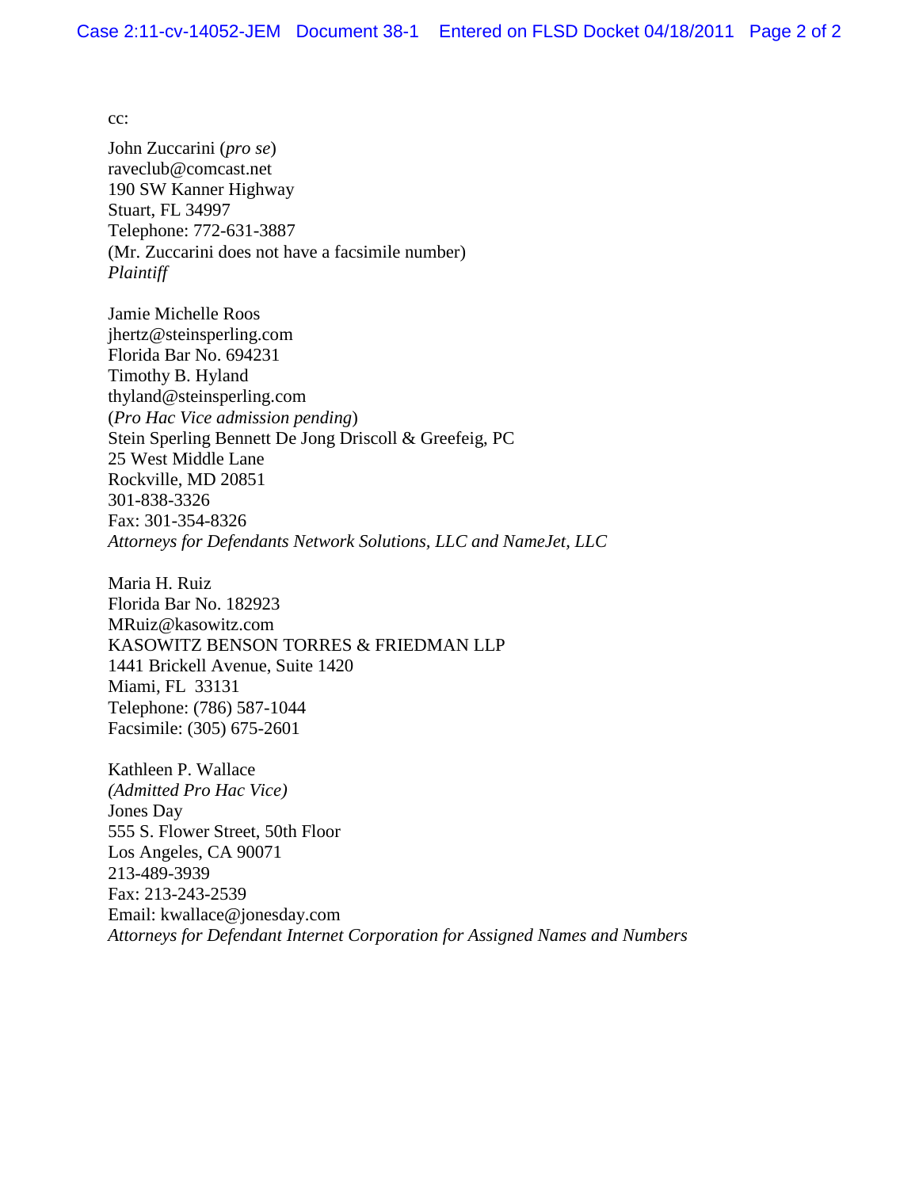cc:

John Zuccarini (*pro se*)
raveclub@comcast.net
190 SW Kanner Highway
Stuart, FL 34997
Telephone: 772-631-3887
(Mr. Zuccarini does not have a facsimile number)
*Plaintiff*

Jamie Michelle Roos
jhertz@steinsperling.com
Florida Bar No. 694231
Timothy B. Hyland
thyland@steinsperling.com
(*Pro Hac Vice admission pending*)
Stein Sperling Bennett De Jong Driscoll & Greefeig, PC
25 West Middle Lane
Rockville, MD 20851
301-838-3326
Fax: 301-354-8326
*Attorneys for Defendants Network Solutions, LLC and NameJet, LLC*

Maria H. Ruiz
Florida Bar No. 182923
MRuiz@kasowitz.com
KASOWITZ BENSON TORRES & FRIEDMAN LLP
1441 Brickell Avenue, Suite 1420
Miami, FL 33131
Telephone: (786) 587-1044
Facsimile: (305) 675-2601

Kathleen P. Wallace
*(Admitted Pro Hac Vice)*
Jones Day
555 S. Flower Street, 50th Floor
Los Angeles, CA 90071
213-489-3939
Fax: 213-243-2539
Email: kwallace@jonesday.com
*Attorneys for Defendant Internet Corporation for Assigned Names and Numbers*